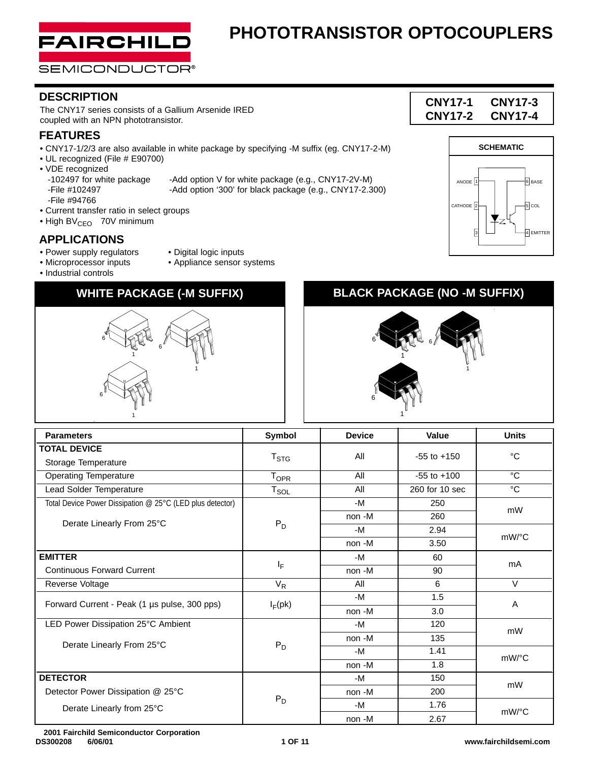# PHOTOTRANSISTOR OPTOCOUPLERS

**CNY17-1 CNY17-3**
**CNY17-2 CNY17-4**

## DESCRIPTION

The CNY17 series consists of a Gallium Arsenide IRED coupled with an NPN phototransistor.

## FEATURES

- CNY17-1/2/3 are also available in white package by specifying -M suffix (eg. CNY17-2-M)
- UL recognized (File # E90700)
- VDE recognized
  - -102497 for white package — -Add option V for white package (e.g., CNY17-2V-M)
  - -File #102497 — -Add option '300' for black package (e.g., CNY17-2.300)
  - -File #94766
- Current transfer ratio in select groups
- High $BV_{CEO}$ 70V minimum

## APPLICATIONS

- Power supply regulators
- Microprocessor inputs
- Industrial controls
- Digital logic inputs
- Appliance sensor systems

**SCHEMATIC**

ANODE 1, CATHODE 2, 3, 6 BASE, 5 COL, 4 EMITTER

**WHITE PACKAGE (-M SUFFIX)**

**BLACK PACKAGE (NO -M SUFFIX)**

| Parameters | Symbol | Device | Value | Units |
|---|---|---|---|---|
| **TOTAL DEVICE** Storage Temperature | $T_{STG}$ | All | -55 to +150 | °C |
| Operating Temperature | $T_{OPR}$ | All | -55 to +100 | °C |
| Lead Solder Temperature | $T_{SOL}$ | All | 260 for 10 sec | °C |
| Total Device Power Dissipation @ 25°C (LED plus detector) | $P_D$ | -M | 250 | mW |
| | | non -M | 260 | |
| Derate Linearly From 25°C | | -M | 2.94 | mW/°C |
| | | non -M | 3.50 | |
| **EMITTER** Continuous Forward Current | $I_F$ | -M | 60 | mA |
| | | non -M | 90 | |
| Reverse Voltage | $V_R$ | All | 6 | V |
| Forward Current - Peak (1 µs pulse, 300 pps) | $I_F$(pk) | -M | 1.5 | A |
| | | non -M | 3.0 | |
| LED Power Dissipation 25°C Ambient | $P_D$ | -M | 120 | mW |
| | | non -M | 135 | |
| Derate Linearly From 25°C | | -M | 1.41 | mW/°C |
| | | non -M | 1.8 | |
| **DETECTOR** Detector Power Dissipation @ 25°C | $P_D$ | -M | 150 | mW |
| | | non -M | 200 | |
| Derate Linearly from 25°C | | -M | 1.76 | mW/°C |
| | | non -M | 2.67 | |

2001 Fairchild Semiconductor Corporation
DS300208 6/06/01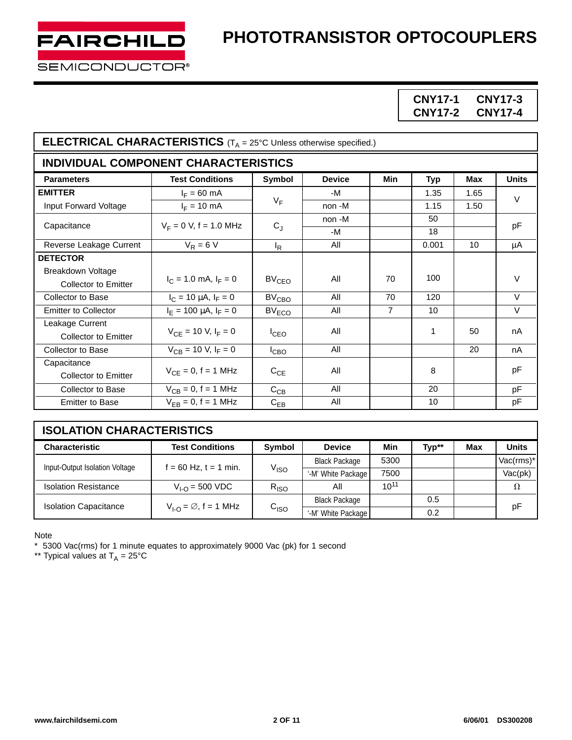# PHOTOTRANSISTOR OPTOCOUPLERS

**CNY17-1 CNY17-2 CNY17-3 CNY17-4**

## ELECTRICAL CHARACTERISTICS ($T_A$ = 25°C Unless otherwise specified.)

### INDIVIDUAL COMPONENT CHARACTERISTICS

| Parameters | Test Conditions | Symbol | Device | Min | Typ | Max | Units |
|---|---|---|---|---|---|---|---|
| **EMITTER** Input Forward Voltage | $I_F$ = 60 mA | $V_F$ | -M | | 1.35 | 1.65 | V |
| | $I_F$ = 10 mA | | non -M | | 1.15 | 1.50 | |
| Capacitance | $V_F$ = 0 V, f = 1.0 MHz | $C_J$ | non -M | | 50 | | pF |
| | | | -M | | 18 | | |
| Reverse Leakage Current | $V_R$ = 6 V | $I_R$ | All | | 0.001 | 10 | µA |
| **DETECTOR** Breakdown Voltage Collector to Emitter | $I_C$ = 1.0 mA, $I_F$ = 0 | $BV_{CEO}$ | All | 70 | 100 | | V |
| Collector to Base | $I_C$ = 10 µA, $I_F$ = 0 | $BV_{CBO}$ | All | 70 | 120 | | V |
| Emitter to Collector | $I_E$ = 100 µA, $I_F$ = 0 | $BV_{ECO}$ | All | 7 | 10 | | V |
| Leakage Current Collector to Emitter | $V_{CE}$ = 10 V, $I_F$ = 0 | $I_{CEO}$ | All | | 1 | 50 | nA |
| Collector to Base | $V_{CB}$ = 10 V, $I_F$ = 0 | $I_{CBO}$ | All | | | 20 | nA |
| Capacitance Collector to Emitter | $V_{CE}$ = 0, f = 1 MHz | $C_{CE}$ | All | | 8 | | pF |
| Collector to Base | $V_{CB}$ = 0, f = 1 MHz | $C_{CB}$ | All | | 20 | | pF |
| Emitter to Base | $V_{EB}$ = 0, f = 1 MHz | $C_{EB}$ | All | | 10 | | pF |

## ISOLATION CHARACTERISTICS

| Characteristic | Test Conditions | Symbol | Device | Min | Typ** | Max | Units |
|---|---|---|---|---|---|---|---|
| Input-Output Isolation Voltage | f = 60 Hz, t = 1 min. | $V_{ISO}$ | Black Package | 5300 | | | Vac(rms)* |
| | | | '-M' White Package | 7500 | | | Vac(pk) |
| Isolation Resistance | $V_{I-O}$ = 500 VDC | $R_{ISO}$ | All | $10^{11}$ | | | Ω |
| Isolation Capacitance | $V_{I-O}$ = ∅, f = 1 MHz | $C_{ISO}$ | Black Package | | 0.5 | | pF |
| | | | '-M' White Package | | 0.2 | | |

Note

* 5300 Vac(rms) for 1 minute equates to approximately 9000 Vac (pk) for 1 second

** Typical values at $T_A$ = 25°C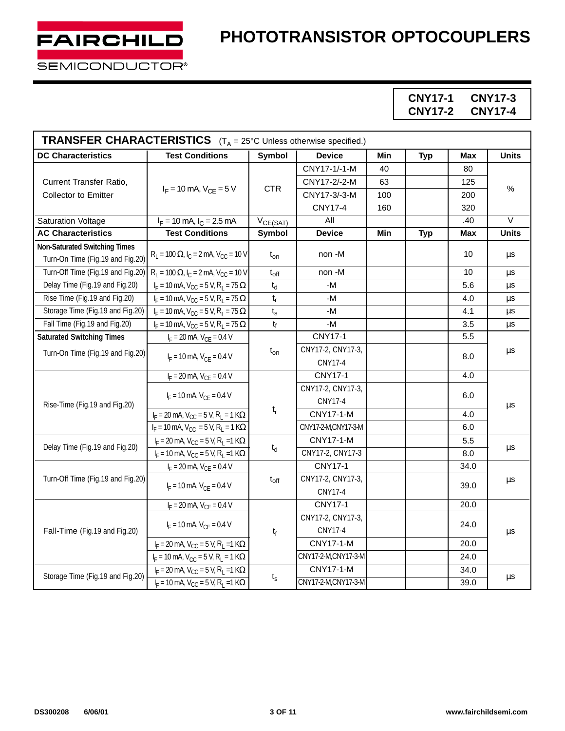# PHOTOTRANSISTOR OPTOCOUPLERS

**CNY17-1 CNY17-3**
**CNY17-2 CNY17-4**

## TRANSFER CHARACTERISTICS ($T_A$ = 25°C Unless otherwise specified.)

| DC Characteristics | Test Conditions | Symbol | Device | Min | Typ | Max | Units |
|---|---|---|---|---|---|---|---|
| Current Transfer Ratio, Collector to Emitter | $I_F$ = 10 mA, $V_{CE}$ = 5 V | CTR | CNY17-1/-1-M | 40 | | 80 | % |
| | | | CNY17-2/-2-M | 63 | | 125 | |
| | | | CNY17-3/-3-M | 100 | | 200 | |
| | | | CNY17-4 | 160 | | 320 | |
| Saturation Voltage | $I_F$ = 10 mA, $I_C$ = 2.5 mA | $V_{CE(SAT)}$ | All | | | .40 | V |
| **AC Characteristics** | **Test Conditions** | **Symbol** | **Device** | **Min** | **Typ** | **Max** | **Units** |
| **Non-Saturated Switching Times** Turn-On Time (Fig.19 and Fig.20) | $R_L$ = 100 Ω, $I_C$ = 2 mA, $V_{CC}$ = 10 V | $t_{on}$ | non -M | | | 10 | µs |
| Turn-Off Time (Fig.19 and Fig.20) | $R_L$ = 100 Ω, $I_C$ = 2 mA, $V_{CC}$ = 10 V | $t_{off}$ | non -M | | | 10 | µs |
| Delay Time (Fig.19 and Fig.20) | $I_F$ = 10 mA, $V_{CC}$ = 5 V, $R_L$ = 75 Ω | $t_d$ | -M | | | 5.6 | µs |
| Rise Time (Fig.19 and Fig.20) | $I_F$ = 10 mA, $V_{CC}$ = 5 V, $R_L$ = 75 Ω | $t_r$ | -M | | | 4.0 | µs |
| Storage Time (Fig.19 and Fig.20) | $I_F$ = 10 mA, $V_{CC}$ = 5 V, $R_L$ = 75 Ω | $t_s$ | -M | | | 4.1 | µs |
| Fall Time (Fig.19 and Fig.20) | $I_F$ = 10 mA, $V_{CC}$ = 5 V, $R_L$ = 75 Ω | $t_f$ | -M | | | 3.5 | µs |
| **Saturated Switching Times** Turn-On Time (Fig.19 and Fig.20) | $I_F$ = 20 mA, $V_{CE}$ = 0.4 V | $t_{on}$ | CNY17-1 | | | 5.5 | µs |
| | $I_F$ = 10 mA, $V_{CE}$ = 0.4 V | | CNY17-2, CNY17-3, CNY17-4 | | | 8.0 | |
| Rise-Time (Fig.19 and Fig.20) | $I_F$ = 20 mA, $V_{CE}$ = 0.4 V | $t_r$ | CNY17-1 | | | 4.0 | µs |
| | $I_F$ = 10 mA, $V_{CE}$ = 0.4 V | | CNY17-2, CNY17-3, CNY17-4 | | | 6.0 | |
| | $I_F$ = 20 mA, $V_{CC}$ = 5 V, $R_L$ = 1 KΩ | | CNY17-1-M | | | 4.0 | |
| | $I_F$ = 10 mA, $V_{CC}$ = 5 V, $R_L$ = 1 KΩ | | CNY17-2-M,CNY17-3-M | | | 6.0 | |
| Delay Time (Fig.19 and Fig.20) | $I_F$ = 20 mA, $V_{CC}$ = 5 V, $R_L$ =1 KΩ | $t_d$ | CNY17-1-M | | | 5.5 | µs |
| | $I_F$ = 10 mA, $V_{CC}$ = 5 V, $R_L$ =1 KΩ | | CNY17-2, CNY17-3 | | | 8.0 | |
| Turn-Off Time (Fig.19 and Fig.20) | $I_F$ = 20 mA, $V_{CE}$ = 0.4 V | $t_{off}$ | CNY17-1 | | | 34.0 | µs |
| | $I_F$ = 10 mA, $V_{CE}$ = 0.4 V | | CNY17-2, CNY17-3, CNY17-4 | | | 39.0 | |
| Fall-Time (Fig.19 and Fig.20) | $I_F$ = 20 mA, $V_{CE}$ = 0.4 V | $t_f$ | CNY17-1 | | | 20.0 | µs |
| | $I_F$ = 10 mA, $V_{CE}$ = 0.4 V | | CNY17-2, CNY17-3, CNY17-4 | | | 24.0 | |
| | $I_F$ = 20 mA, $V_{CC}$ = 5 V, $R_L$ =1 KΩ | | CNY17-1-M | | | 20.0 | |
| | $I_F$ = 10 mA, $V_{CC}$ = 5 V, $R_L$ = 1 KΩ | | CNY17-2-M,CNY17-3-M | | | 24.0 | |
| Storage Time (Fig.19 and Fig.20) | $I_F$ = 20 mA, $V_{CC}$ = 5 V, $R_L$ =1 KΩ | $t_s$ | CNY17-1-M | | | 34.0 | µs |
| | $I_F$ = 10 mA, $V_{CC}$ = 5 V, $R_L$ =1 KΩ | | CNY17-2-M,CNY17-3-M | | | 39.0 | |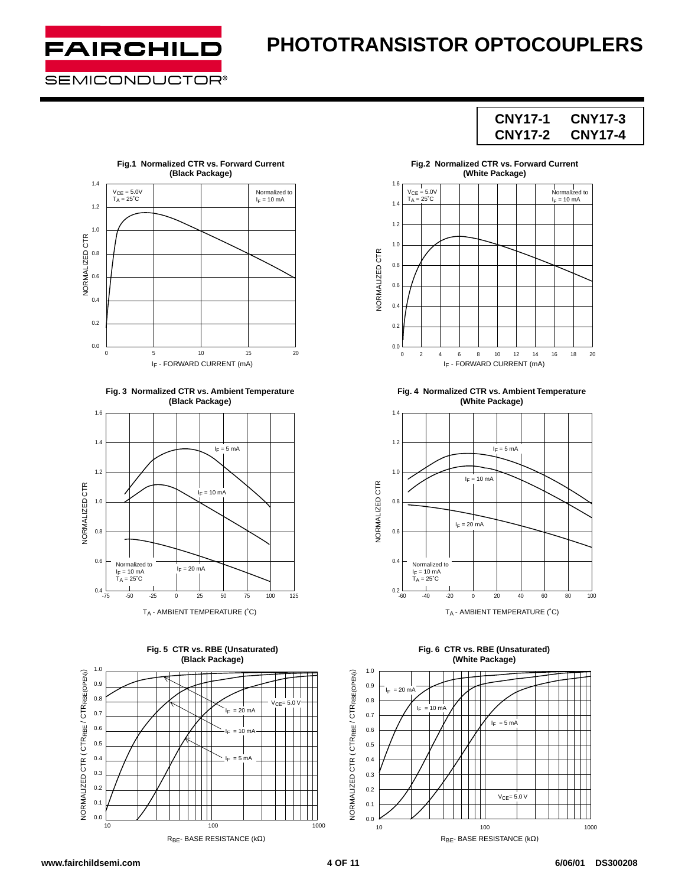# PHOTOTRANSISTOR OPTOCOUPLERS

**CNY17-1 CNY17-3**
**CNY17-2 CNY17-4**

**Fig.1 Normalized CTR vs. Forward Current (Black Package)**

$V_{CE}$ = 5.0V, $T_A$ = 25˚C. Normalized to $I_F$ = 10 mA

NORMALIZED CTR vs. $I_F$ - FORWARD CURRENT (mA)

**Fig.2 Normalized CTR vs. Forward Current (White Package)**

$V_{CE}$ = 5.0V, $T_A$ = 25˚C. Normalized to $I_F$ = 10 mA

NORMALIZED CTR vs. $I_F$ - FORWARD CURRENT (mA)

**Fig. 3 Normalized CTR vs. Ambient Temperature (Black Package)**

Curves: $I_F$ = 5 mA, $I_F$ = 10 mA, $I_F$ = 20 mA. Normalized to $I_F$ = 10 mA, $T_A$ = 25˚C

NORMALIZED CTR vs. $T_A$ - AMBIENT TEMPERATURE (˚C)

**Fig. 4 Normalized CTR vs. Ambient Temperature (White Package)**

Curves: $I_F$ = 5 mA, $I_F$ = 10 mA, $I_F$ = 20 mA. Normalized to $I_F$ = 10 mA, $T_A$ = 25˚C

NORMALIZED CTR vs. $T_A$ - AMBIENT TEMPERATURE (˚C)

**Fig. 5 CTR vs. RBE (Unsaturated) (Black Package)**

$V_{CE}$ = 5.0 V. Curves: $I_F$ = 20 mA, $I_F$ = 10 mA, $I_F$ = 5 mA

NORMALIZED CTR ( $CTR_{RBE}$ / $CTR_{RBE(OPEN)}$ ) vs. $R_{BE}$ - BASE RESISTANCE (kΩ)

**Fig. 6 CTR vs. RBE (Unsaturated) (White Package)**

$V_{CE}$ = 5.0 V. Curves: $I_F$ = 20 mA, $I_F$ = 10 mA, $I_F$ = 5 mA

NORMALIZED CTR ( $CTR_{RBE}$ / $CTR_{RBE(OPEN)}$ ) vs. $R_{BE}$ - BASE RESISTANCE (kΩ)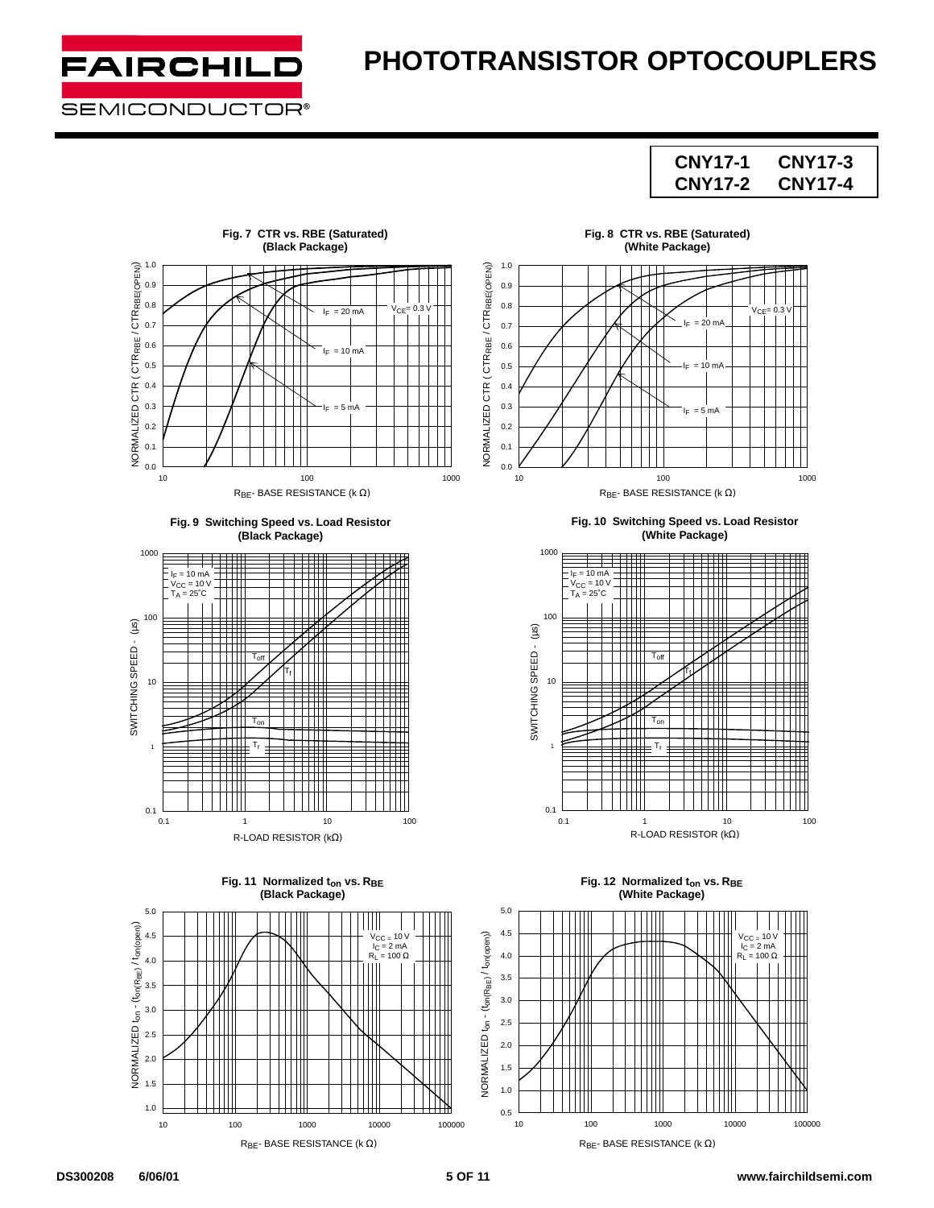# PHOTOTRANSISTOR OPTOCOUPLERS

| CNY17-1 | CNY17-3 |
|---|---|
| CNY17-2 | CNY17-4 |

**Fig. 7 CTR vs. RBE (Saturated) (Black Package)**

NORMALIZED CTR ( $CTR_{RBE}$ / $CTR_{RBE(OPEN)}$)

$I_F$ = 20 mA, $V_{CE}$= 0.3 V, $I_F$ = 10 mA, $I_F$ = 5 mA

$R_{BE}$- BASE RESISTANCE (k Ω)

**Fig. 8 CTR vs. RBE (Saturated) (White Package)**

NORMALIZED CTR ( $CTR_{RBE}$ / $CTR_{RBE(OPEN)}$)

$V_{CE}$= 0.3 V, $I_F$ = 20 mA, $I_F$ = 10 mA, $I_F$ = 5 mA

$R_{BE}$- BASE RESISTANCE (k Ω)

**Fig. 9 Switching Speed vs. Load Resistor (Black Package)**

$I_F$ = 10 mA, $V_{CC}$ = 10 V, $T_A$ = 25°C

SWITCHING SPEED - (µs)

$T_{off}$, $T_f$, $T_{on}$, $T_r$

R-LOAD RESISTOR (kΩ)

**Fig. 10 Switching Speed vs. Load Resistor (White Package)**

$I_F$ = 10 mA, $V_{CC}$ = 10 V, $T_A$ = 25°C

SWITCHING SPEED - (µs)

$T_{off}$, $T_f$, $T_{on}$, $T_r$

R-LOAD RESISTOR (kΩ)

**Fig. 11 Normalized $t_{on}$ vs. $R_{BE}$ (Black Package)**

NORMALIZED $t_{on}$ - ($t_{on(R_{BE})}$ / $t_{on(open)}$)

$V_{CC}$ = 10 V, $I_C$ = 2 mA, $R_L$ = 100 Ω

$R_{BE}$- BASE RESISTANCE (k Ω)

**Fig. 12 Normalized $t_{on}$ vs. $R_{BE}$ (White Package)**

NORMALIZED $t_{on}$ - ($t_{on(R_{BE})}$ / $t_{on(open)}$)

$V_{CC}$ = 10 V, $I_C$ = 2 mA, $R_L$ = 100 Ω

$R_{BE}$- BASE RESISTANCE (k Ω)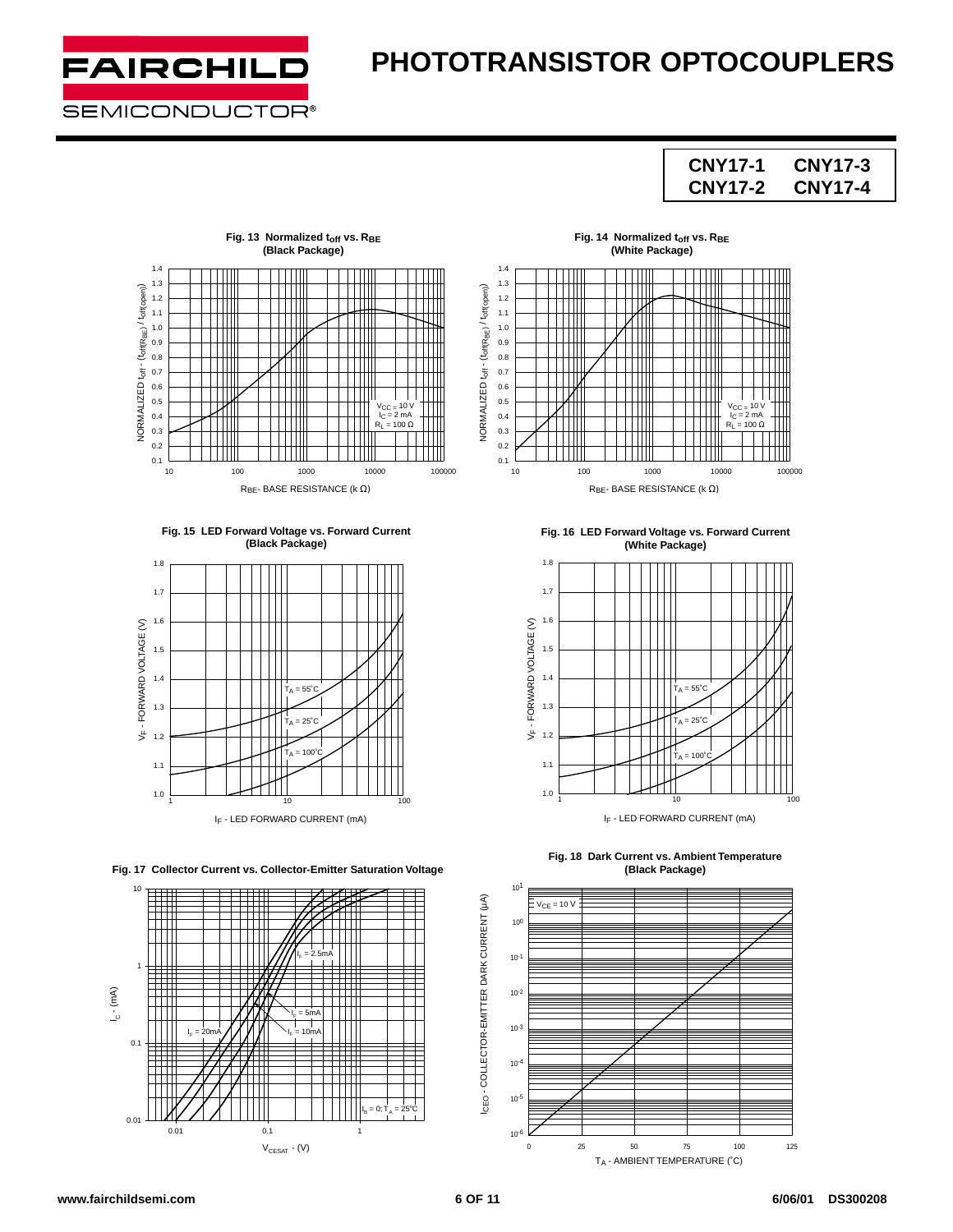# PHOTOTRANSISTOR OPTOCOUPLERS

**CNY17-1 CNY17-3**
**CNY17-2 CNY17-4**

**Fig. 13 Normalized $t_{off}$ vs. $R_{BE}$ (Black Package)**

NORMALIZED $t_{off}$ - ($t_{off(R_{BE})}$ / $t_{off(open)}$)

$V_{CC}$ = 10 V
$I_C$ = 2 mA
$R_L$ = 100 Ω

$R_{BE}$ - BASE RESISTANCE (k Ω)

**Fig. 14 Normalized $t_{off}$ vs. $R_{BE}$ (White Package)**

NORMALIZED $t_{off}$ - ($t_{off(R_{BE})}$ / $t_{off(open)}$)

$V_{CC}$ = 10 V
$I_C$ = 2 mA
$R_L$ = 100 Ω

$R_{BE}$ - BASE RESISTANCE (k Ω)

**Fig. 15 LED Forward Voltage vs. Forward Current (Black Package)**

$V_F$ - FORWARD VOLTAGE (V)

$T_A$ = 55°C
$T_A$ = 25°C
$T_A$ = 100°C

$I_F$ - LED FORWARD CURRENT (mA)

**Fig. 16 LED Forward Voltage vs. Forward Current (White Package)**

$V_F$ - FORWARD VOLTAGE (V)

$T_A$ = 55°C
$T_A$ = 25°C
$T_A$ = 100°C

$I_F$ - LED FORWARD CURRENT (mA)

**Fig. 17 Collector Current vs. Collector-Emitter Saturation Voltage**

$I_C$ - (mA)

$I_F$ = 2.5mA
$I_F$ = 5mA
$I_F$ = 10mA
$I_F$ = 20mA
$I_B$ = 0; $T_A$ = 25°C

$V_{CESAT}$ - (V)

**Fig. 18 Dark Current vs. Ambient Temperature (Black Package)**

$I_{CEO}$ - COLLECTOR-EMITTER DARK CURRENT (μA)

$V_{CE}$ = 10 V

$T_A$ - AMBIENT TEMPERATURE (°C)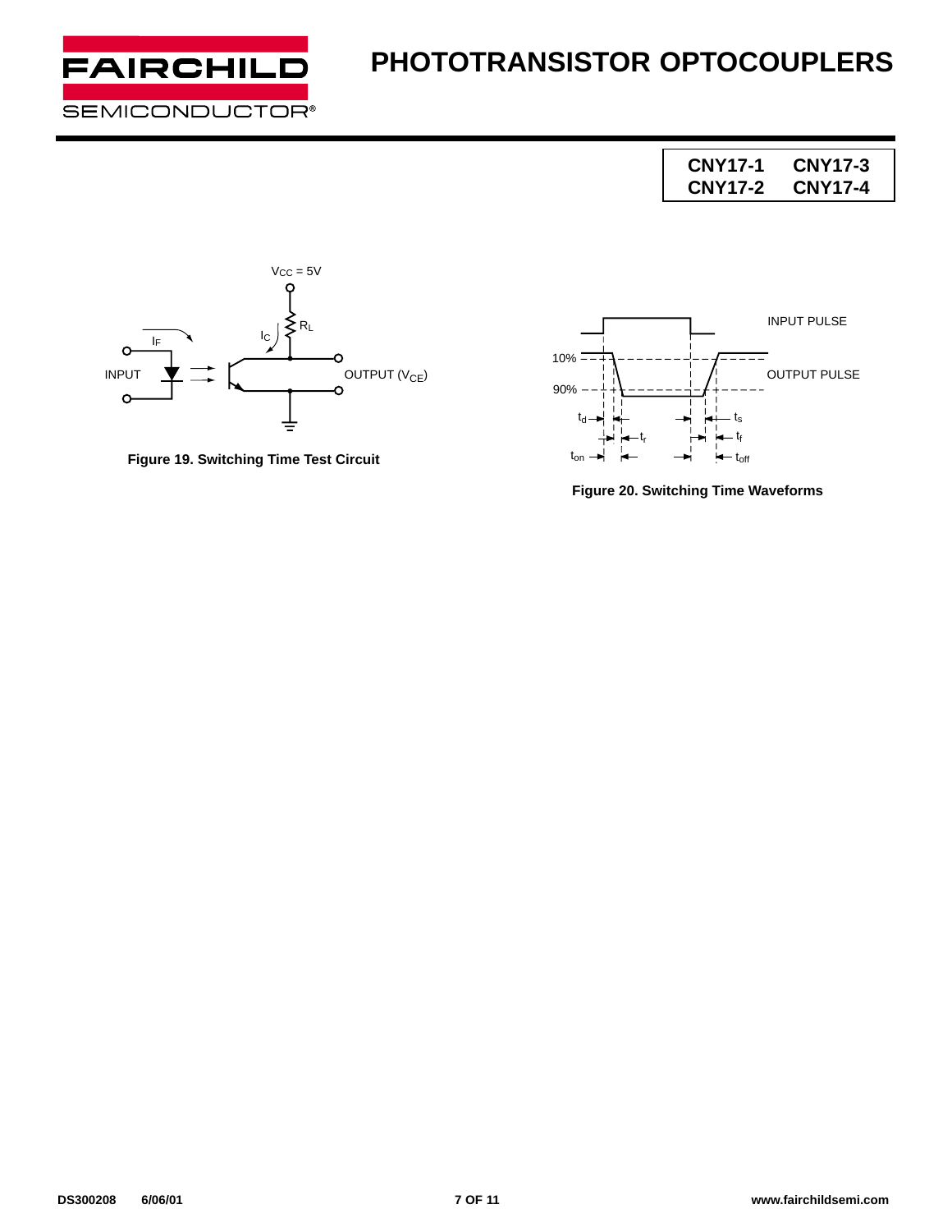# PHOTOTRANSISTOR OPTOCOUPLERS

| CNY17-1 | CNY17-3 |
|---|---|
| CNY17-2 | CNY17-4 |

$V_{CC}$ = 5V

$R_L$

$I_C$

$I_F$

INPUT

OUTPUT ($V_{CE}$)

**Figure 19. Switching Time Test Circuit**

INPUT PULSE

OUTPUT PULSE

10%

90%

$t_d$ $t_r$ $t_{on}$ $t_s$ $t_f$ $t_{off}$

**Figure 20. Switching Time Waveforms**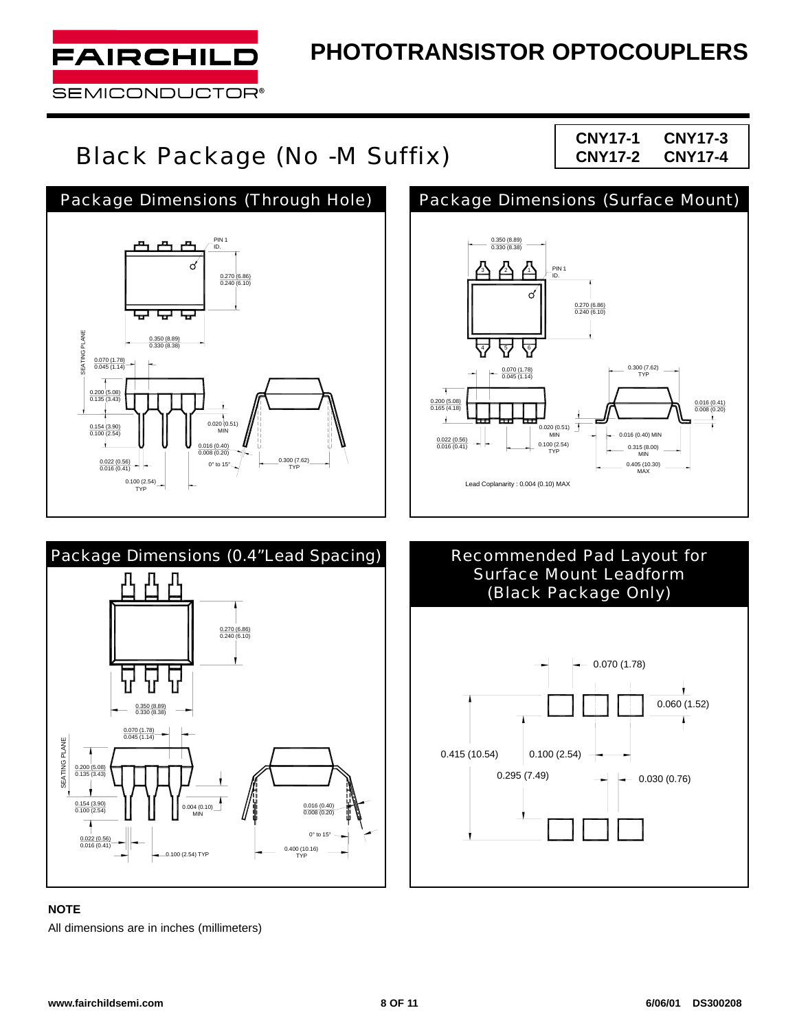# Black Package (No -M Suffix)

**CNY17-1 CNY17-3**
**CNY17-2 CNY17-4**

## Package Dimensions (Through Hole)

PIN 1 ID.

0.270 (6.86)
0.240 (6.10)

0.350 (8.89)
0.330 (8.38)

SEATING PLANE

0.070 (1.78)
0.045 (1.14)

0.200 (5.08)
0.135 (3.43)

0.154 (3.90)
0.100 (2.54)

0.020 (0.51) MIN

0.016 (0.40)
0.008 (0.20)

0.022 (0.56)
0.016 (0.41)

0° to 15°

0.300 (7.62) TYP

0.100 (2.54) TYP

## Package Dimensions (Surface Mount)

0.350 (8.89)
0.330 (8.38)

PIN 1 ID.

0.270 (6.86)
0.240 (6.10)

0.070 (1.78)
0.045 (1.14)

0.300 (7.62) TYP

0.200 (5.08)
0.165 (4.18)

0.016 (0.41)
0.008 (0.20)

0.020 (0.51) MIN

0.022 (0.56)
0.016 (0.41)

0.100 (2.54) TYP

0.016 (0.40) MIN

0.315 (8.00) MIN

0.405 (10.30) MAX

Lead Coplanarity : 0.004 (0.10) MAX

## Package Dimensions (0.4"Lead Spacing)

0.270 (6.86)
0.240 (6.10)

0.350 (8.89)
0.330 (8.38)

0.070 (1.78)
0.045 (1.14)

SEATING PLANE

0.200 (5.08)
0.135 (3.43)

0.154 (3.90)
0.100 (2.54)

0.004 (0.10) MIN

0.016 (0.40)
0.008 (0.20)

0° to 15°

0.022 (0.56)
0.016 (0.41)

0.100 (2.54) TYP

0.400 (10.16) TYP

## Recommended Pad Layout for Surface Mount Leadform (Black Package Only)

0.070 (1.78)

0.060 (1.52)

0.415 (10.54)

0.100 (2.54)

0.295 (7.49)

0.030 (0.76)

**NOTE**

All dimensions are in inches (millimeters)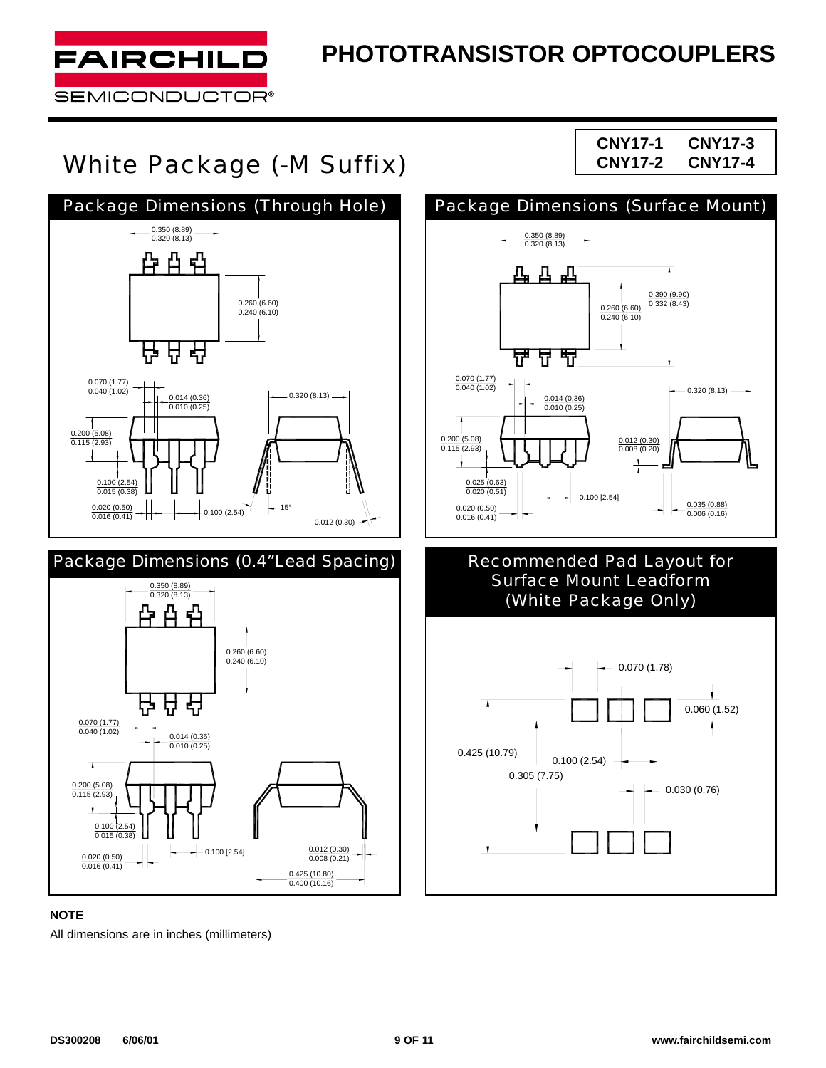# White Package (-M Suffix)

**CNY17-1 CNY17-3**
**CNY17-2 CNY17-4**

## Package Dimensions (Through Hole)

0.350 (8.89)
0.320 (8.13)

0.260 (6.60)
0.240 (6.10)

0.070 (1.77)
0.040 (1.02)

0.014 (0.36)
0.010 (0.25)

0.320 (8.13)

0.200 (5.08)
0.115 (2.93)

0.100 (2.54)
0.015 (0.38)

0.020 (0.50)
0.016 (0.41)

0.100 (2.54)

15°

0.012 (0.30)

## Package Dimensions (Surface Mount)

0.350 (8.89)
0.320 (8.13)

0.390 (9.90)
0.332 (8.43)

0.260 (6.60)
0.240 (6.10)

0.070 (1.77)
0.040 (1.02)

0.014 (0.36)
0.010 (0.25)

0.320 (8.13)

0.200 (5.08)
0.115 (2.93)

0.012 (0.30)
0.008 (0.20)

0.025 (0.63)
0.020 (0.51)

0.100 [2.54]

0.020 (0.50)
0.016 (0.41)

0.035 (0.88)
0.006 (0.16)

## Package Dimensions (0.4"Lead Spacing)

0.350 (8.89)
0.320 (8.13)

0.260 (6.60)
0.240 (6.10)

0.070 (1.77)
0.040 (1.02)

0.014 (0.36)
0.010 (0.25)

0.200 (5.08)
0.115 (2.93)

0.100 (2.54)
0.015 (0.38)

0.100 [2.54]

0.012 (0.30)
0.008 (0.21)

0.020 (0.50)
0.016 (0.41)

0.425 (10.80)
0.400 (10.16)

## Recommended Pad Layout for Surface Mount Leadform (White Package Only)

0.070 (1.78)

0.060 (1.52)

0.425 (10.79)

0.100 (2.54)

0.305 (7.75)

0.030 (0.76)

**NOTE**

All dimensions are in inches (millimeters)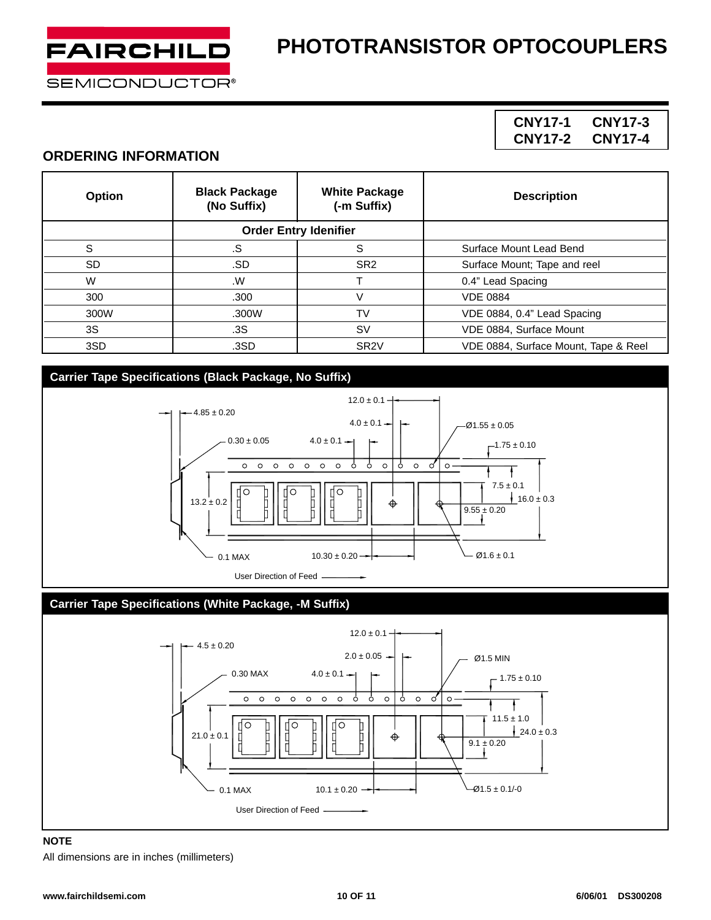# PHOTOTRANSISTOR OPTOCOUPLERS

**CNY17-1 CNY17-3**
**CNY17-2 CNY17-4**

## ORDERING INFORMATION

| Option | Black Package (No Suffix) | White Package (-m Suffix) | Description |
|---|---|---|---|
| | Order Entry Idenifier | | |
| S | .S | S | Surface Mount Lead Bend |
| SD | .SD | SR2 | Surface Mount; Tape and reel |
| W | .W | T | 0.4" Lead Spacing |
| 300 | .300 | V | VDE 0884 |
| 300W | .300W | TV | VDE 0884, 0.4" Lead Spacing |
| 3S | .3S | SV | VDE 0884, Surface Mount |
| 3SD | .3SD | SR2V | VDE 0884, Surface Mount, Tape & Reel |

### Carrier Tape Specifications (Black Package, No Suffix)

12.0 ± 0.1
4.85 ± 0.20
4.0 ± 0.1
Ø1.55 ± 0.05
0.30 ± 0.05
4.0 ± 0.1
1.75 ± 0.10
7.5 ± 0.1
16.0 ± 0.3
13.2 ± 0.2
9.55 ± 0.20
0.1 MAX
10.30 ± 0.20
Ø1.6 ± 0.1
User Direction of Feed

### Carrier Tape Specifications (White Package, -M Suffix)

12.0 ± 0.1
4.5 ± 0.20
2.0 ± 0.05
Ø1.5 MIN
0.30 MAX
4.0 ± 0.1
1.75 ± 0.10
11.5 ± 1.0
24.0 ± 0.3
21.0 ± 0.1
9.1 ± 0.20
0.1 MAX
10.1 ± 0.20
Ø1.5 ± 0.1/-0
User Direction of Feed

**NOTE**

All dimensions are in inches (millimeters)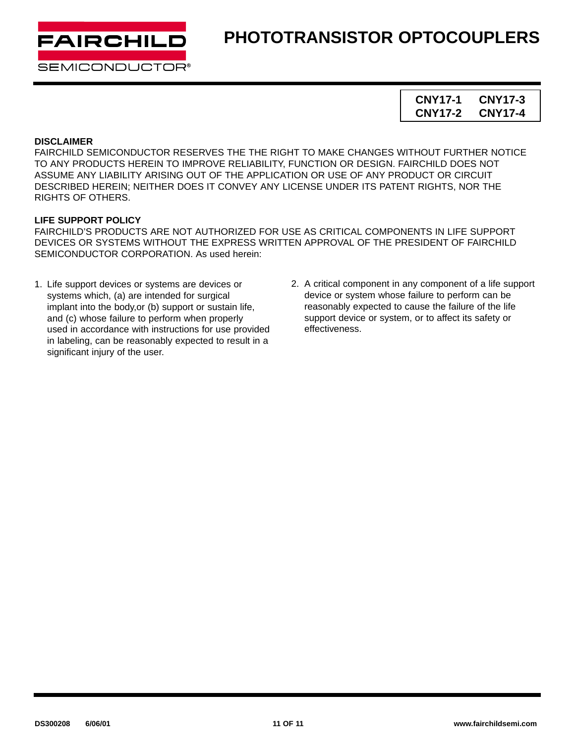# PHOTOTRANSISTOR OPTOCOUPLERS

| | |
|---|---|
| **CNY17-1** | **CNY17-3** |
| **CNY17-2** | **CNY17-4** |

**DISCLAIMER**

FAIRCHILD SEMICONDUCTOR RESERVES THE THE RIGHT TO MAKE CHANGES WITHOUT FURTHER NOTICE TO ANY PRODUCTS HEREIN TO IMPROVE RELIABILITY, FUNCTION OR DESIGN. FAIRCHILD DOES NOT ASSUME ANY LIABILITY ARISING OUT OF THE APPLICATION OR USE OF ANY PRODUCT OR CIRCUIT DESCRIBED HEREIN; NEITHER DOES IT CONVEY ANY LICENSE UNDER ITS PATENT RIGHTS, NOR THE RIGHTS OF OTHERS.

**LIFE SUPPORT POLICY**

FAIRCHILD'S PRODUCTS ARE NOT AUTHORIZED FOR USE AS CRITICAL COMPONENTS IN LIFE SUPPORT DEVICES OR SYSTEMS WITHOUT THE EXPRESS WRITTEN APPROVAL OF THE PRESIDENT OF FAIRCHILD SEMICONDUCTOR CORPORATION. As used herein:

1. Life support devices or systems are devices or systems which, (a) are intended for surgical implant into the body,or (b) support or sustain life, and (c) whose failure to perform when properly used in accordance with instructions for use provided in labeling, can be reasonably expected to result in a significant injury of the user.

2. A critical component in any component of a life support device or system whose failure to perform can be reasonably expected to cause the failure of the life support device or system, or to affect its safety or effectiveness.

DS300208 6/06/01 www.fairchildsemi.com